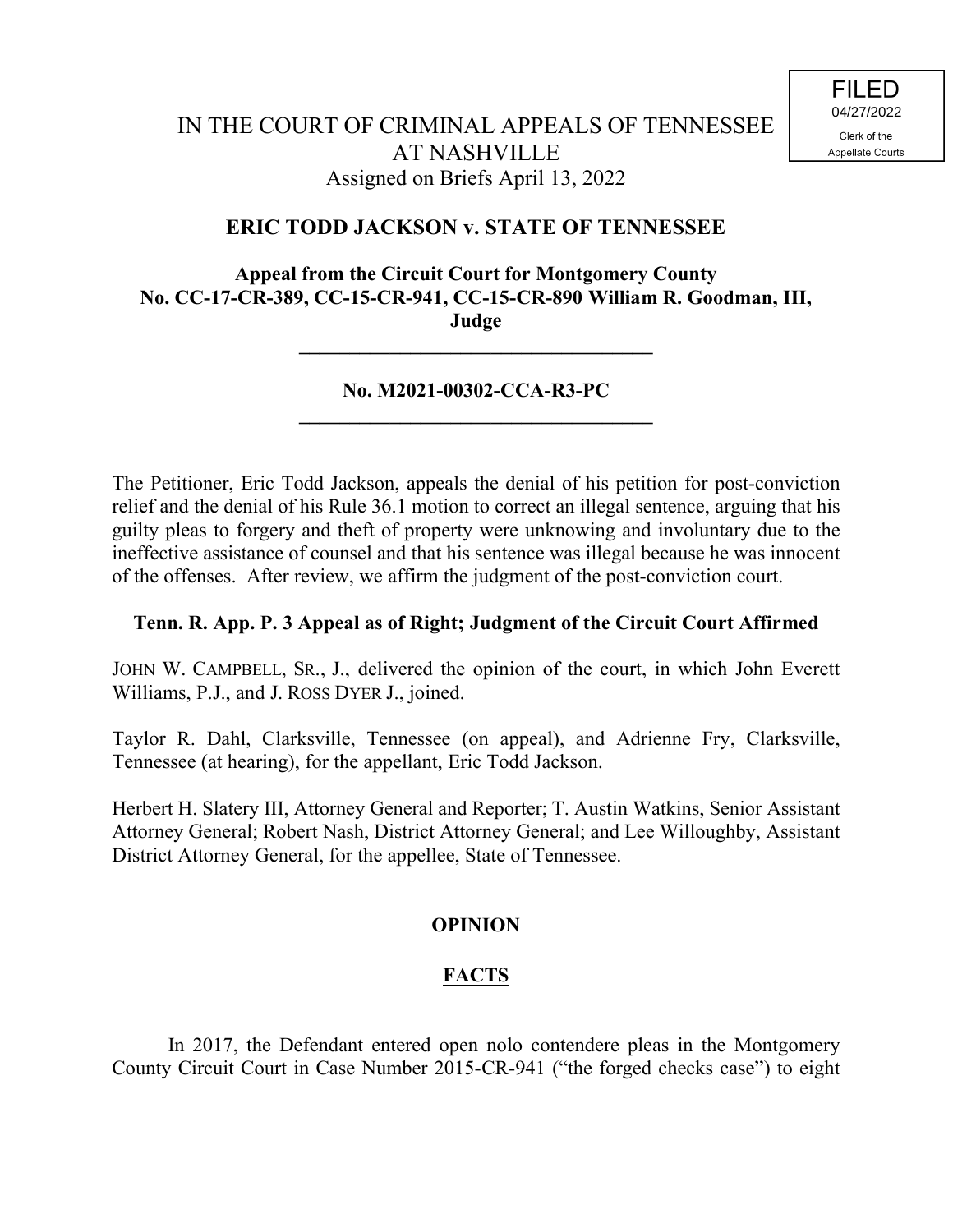FILED
04/27/2022
Clerk of the
Appellate Courts

# IN THE COURT OF CRIMINAL APPEALS OF TENNESSEE AT NASHVILLE

Assigned on Briefs April 13, 2022

## ERIC TODD JACKSON v. STATE OF TENNESSEE

**Appeal from the Circuit Court for Montgomery County**
**No. CC-17-CR-389, CC-15-CR-941, CC-15-CR-890 William R. Goodman, III, Judge**

---

**No. M2021-00302-CCA-R3-PC**

---

The Petitioner, Eric Todd Jackson, appeals the denial of his petition for post-conviction relief and the denial of his Rule 36.1 motion to correct an illegal sentence, arguing that his guilty pleas to forgery and theft of property were unknowing and involuntary due to the ineffective assistance of counsel and that his sentence was illegal because he was innocent of the offenses. After review, we affirm the judgment of the post-conviction court.

**Tenn. R. App. P. 3 Appeal as of Right; Judgment of the Circuit Court Affirmed**

JOHN W. CAMPBELL, SR., J., delivered the opinion of the court, in which John Everett Williams, P.J., and J. ROSS DYER J., joined.

Taylor R. Dahl, Clarksville, Tennessee (on appeal), and Adrienne Fry, Clarksville, Tennessee (at hearing), for the appellant, Eric Todd Jackson.

Herbert H. Slatery III, Attorney General and Reporter; T. Austin Watkins, Senior Assistant Attorney General; Robert Nash, District Attorney General; and Lee Willoughby, Assistant District Attorney General, for the appellee, State of Tennessee.

## OPINION

## FACTS

In 2017, the Defendant entered open nolo contendere pleas in the Montgomery County Circuit Court in Case Number 2015-CR-941 ("the forged checks case") to eight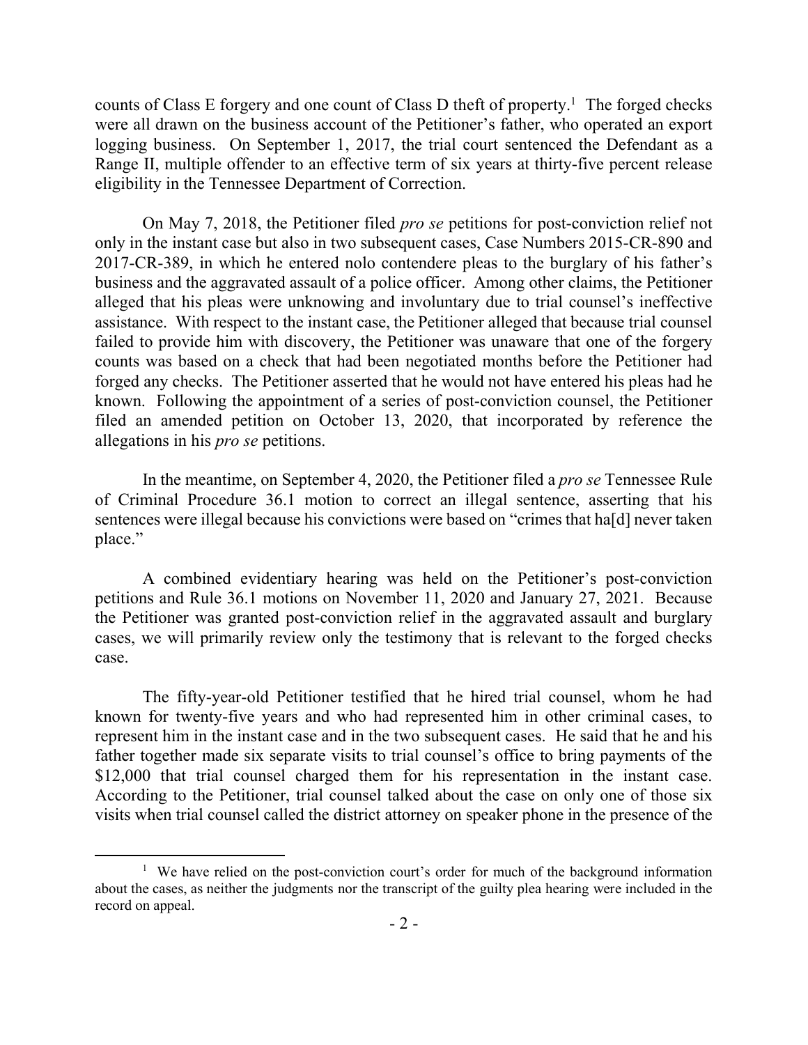counts of Class E forgery and one count of Class D theft of property.[1] The forged checks were all drawn on the business account of the Petitioner's father, who operated an export logging business. On September 1, 2017, the trial court sentenced the Defendant as a Range II, multiple offender to an effective term of six years at thirty-five percent release eligibility in the Tennessee Department of Correction.

On May 7, 2018, the Petitioner filed *pro se* petitions for post-conviction relief not only in the instant case but also in two subsequent cases, Case Numbers 2015-CR-890 and 2017-CR-389, in which he entered nolo contendere pleas to the burglary of his father's business and the aggravated assault of a police officer. Among other claims, the Petitioner alleged that his pleas were unknowing and involuntary due to trial counsel's ineffective assistance. With respect to the instant case, the Petitioner alleged that because trial counsel failed to provide him with discovery, the Petitioner was unaware that one of the forgery counts was based on a check that had been negotiated months before the Petitioner had forged any checks. The Petitioner asserted that he would not have entered his pleas had he known. Following the appointment of a series of post-conviction counsel, the Petitioner filed an amended petition on October 13, 2020, that incorporated by reference the allegations in his *pro se* petitions.

In the meantime, on September 4, 2020, the Petitioner filed a *pro se* Tennessee Rule of Criminal Procedure 36.1 motion to correct an illegal sentence, asserting that his sentences were illegal because his convictions were based on "crimes that ha[d] never taken place."

A combined evidentiary hearing was held on the Petitioner's post-conviction petitions and Rule 36.1 motions on November 11, 2020 and January 27, 2021. Because the Petitioner was granted post-conviction relief in the aggravated assault and burglary cases, we will primarily review only the testimony that is relevant to the forged checks case.

The fifty-year-old Petitioner testified that he hired trial counsel, whom he had known for twenty-five years and who had represented him in other criminal cases, to represent him in the instant case and in the two subsequent cases. He said that he and his father together made six separate visits to trial counsel's office to bring payments of the $12,000 that trial counsel charged them for his representation in the instant case. According to the Petitioner, trial counsel talked about the case on only one of those six visits when trial counsel called the district attorney on speaker phone in the presence of the

---

[1] We have relied on the post-conviction court's order for much of the background information about the cases, as neither the judgments nor the transcript of the guilty plea hearing were included in the record on appeal.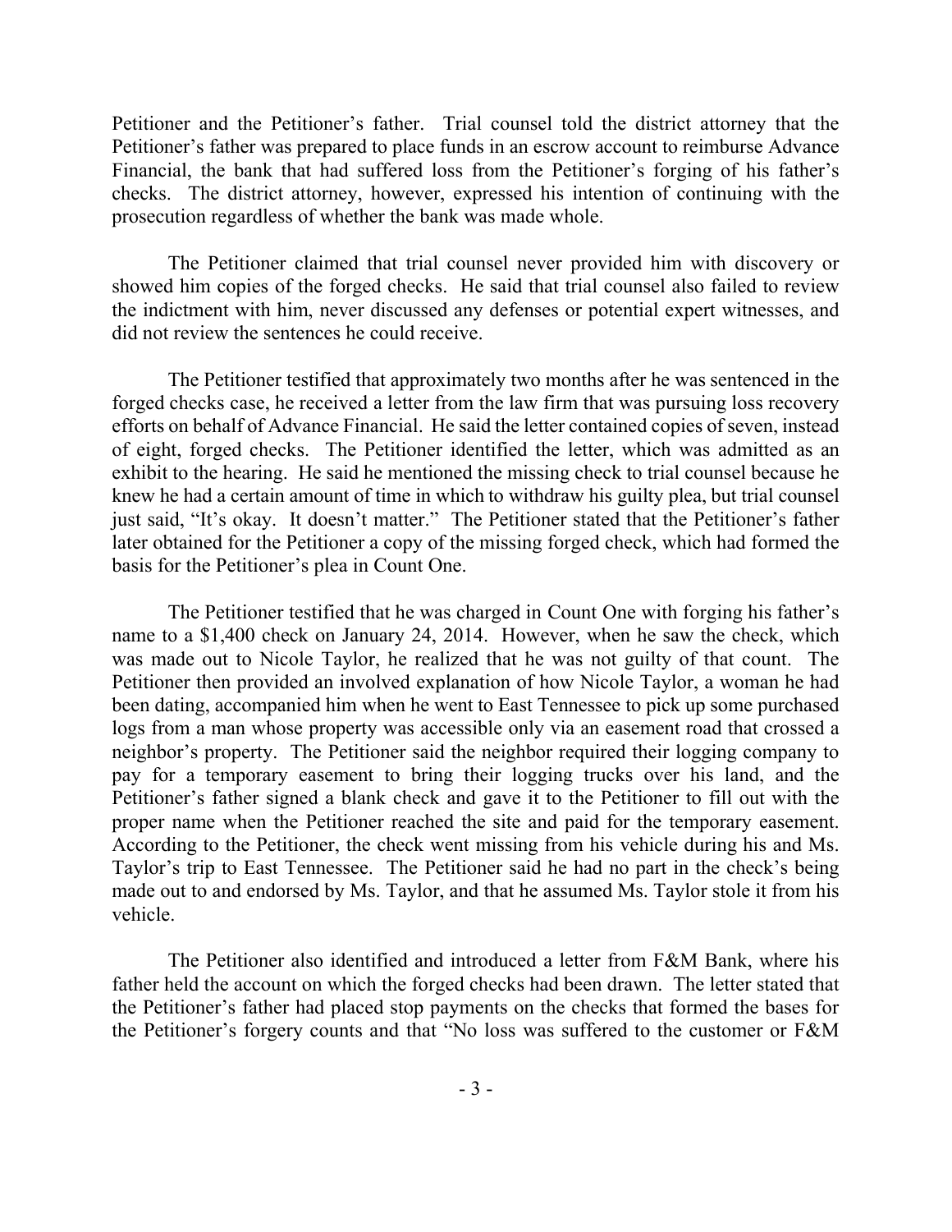Petitioner and the Petitioner's father. Trial counsel told the district attorney that the Petitioner's father was prepared to place funds in an escrow account to reimburse Advance Financial, the bank that had suffered loss from the Petitioner's forging of his father's checks. The district attorney, however, expressed his intention of continuing with the prosecution regardless of whether the bank was made whole.

The Petitioner claimed that trial counsel never provided him with discovery or showed him copies of the forged checks. He said that trial counsel also failed to review the indictment with him, never discussed any defenses or potential expert witnesses, and did not review the sentences he could receive.

The Petitioner testified that approximately two months after he was sentenced in the forged checks case, he received a letter from the law firm that was pursuing loss recovery efforts on behalf of Advance Financial. He said the letter contained copies of seven, instead of eight, forged checks. The Petitioner identified the letter, which was admitted as an exhibit to the hearing. He said he mentioned the missing check to trial counsel because he knew he had a certain amount of time in which to withdraw his guilty plea, but trial counsel just said, "It's okay. It doesn't matter." The Petitioner stated that the Petitioner's father later obtained for the Petitioner a copy of the missing forged check, which had formed the basis for the Petitioner's plea in Count One.

The Petitioner testified that he was charged in Count One with forging his father's name to a $1,400 check on January 24, 2014. However, when he saw the check, which was made out to Nicole Taylor, he realized that he was not guilty of that count. The Petitioner then provided an involved explanation of how Nicole Taylor, a woman he had been dating, accompanied him when he went to East Tennessee to pick up some purchased logs from a man whose property was accessible only via an easement road that crossed a neighbor's property. The Petitioner said the neighbor required their logging company to pay for a temporary easement to bring their logging trucks over his land, and the Petitioner's father signed a blank check and gave it to the Petitioner to fill out with the proper name when the Petitioner reached the site and paid for the temporary easement. According to the Petitioner, the check went missing from his vehicle during his and Ms. Taylor's trip to East Tennessee. The Petitioner said he had no part in the check's being made out to and endorsed by Ms. Taylor, and that he assumed Ms. Taylor stole it from his vehicle.

The Petitioner also identified and introduced a letter from F&M Bank, where his father held the account on which the forged checks had been drawn. The letter stated that the Petitioner's father had placed stop payments on the checks that formed the bases for the Petitioner's forgery counts and that "No loss was suffered to the customer or F&M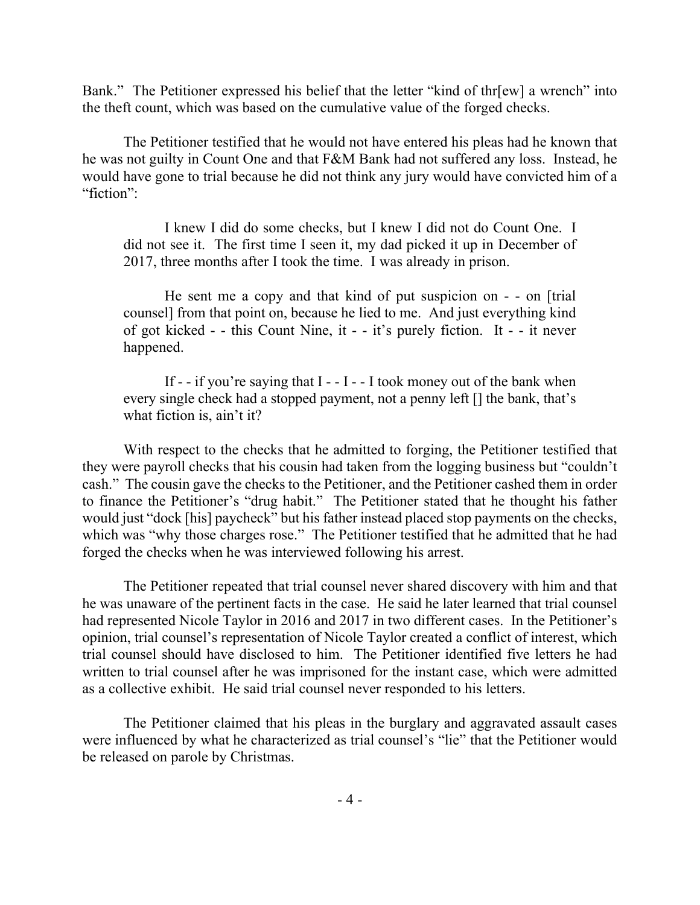Bank." The Petitioner expressed his belief that the letter "kind of thr[ew] a wrench" into the theft count, which was based on the cumulative value of the forged checks.

The Petitioner testified that he would not have entered his pleas had he known that he was not guilty in Count One and that F&M Bank had not suffered any loss. Instead, he would have gone to trial because he did not think any jury would have convicted him of a "fiction":

> I knew I did do some checks, but I knew I did not do Count One. I did not see it. The first time I seen it, my dad picked it up in December of 2017, three months after I took the time. I was already in prison.
>
> He sent me a copy and that kind of put suspicion on - - on [trial counsel] from that point on, because he lied to me. And just everything kind of got kicked - - this Count Nine, it - - it's purely fiction. It - - it never happened.
>
> If - - if you're saying that I - - I - - I took money out of the bank when every single check had a stopped payment, not a penny left [] the bank, that's what fiction is, ain't it?

With respect to the checks that he admitted to forging, the Petitioner testified that they were payroll checks that his cousin had taken from the logging business but "couldn't cash." The cousin gave the checks to the Petitioner, and the Petitioner cashed them in order to finance the Petitioner's "drug habit." The Petitioner stated that he thought his father would just "dock [his] paycheck" but his father instead placed stop payments on the checks, which was "why those charges rose." The Petitioner testified that he admitted that he had forged the checks when he was interviewed following his arrest.

The Petitioner repeated that trial counsel never shared discovery with him and that he was unaware of the pertinent facts in the case. He said he later learned that trial counsel had represented Nicole Taylor in 2016 and 2017 in two different cases. In the Petitioner's opinion, trial counsel's representation of Nicole Taylor created a conflict of interest, which trial counsel should have disclosed to him. The Petitioner identified five letters he had written to trial counsel after he was imprisoned for the instant case, which were admitted as a collective exhibit. He said trial counsel never responded to his letters.

The Petitioner claimed that his pleas in the burglary and aggravated assault cases were influenced by what he characterized as trial counsel's "lie" that the Petitioner would be released on parole by Christmas.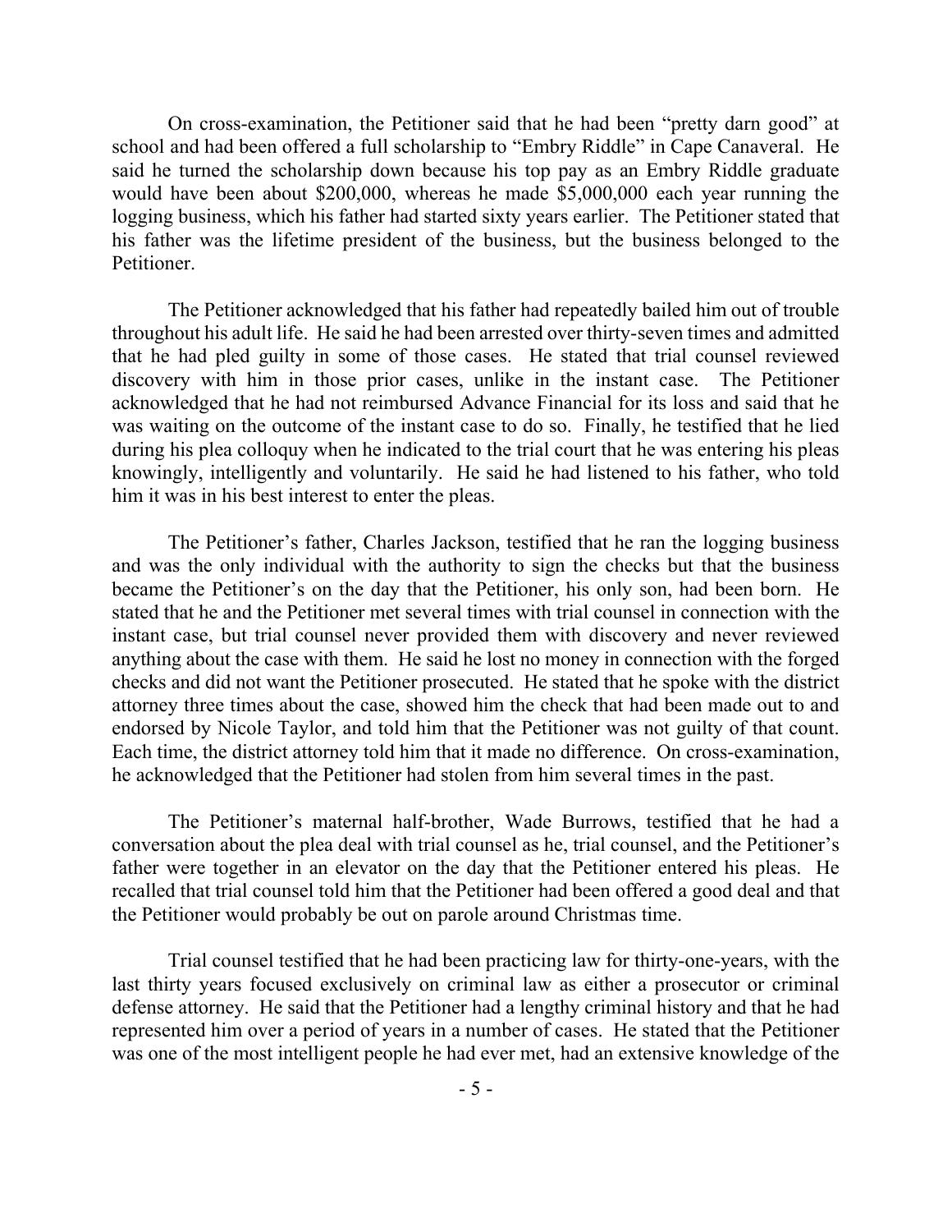On cross-examination, the Petitioner said that he had been "pretty darn good" at school and had been offered a full scholarship to "Embry Riddle" in Cape Canaveral. He said he turned the scholarship down because his top pay as an Embry Riddle graduate would have been about $200,000, whereas he made $5,000,000 each year running the logging business, which his father had started sixty years earlier. The Petitioner stated that his father was the lifetime president of the business, but the business belonged to the Petitioner.

The Petitioner acknowledged that his father had repeatedly bailed him out of trouble throughout his adult life. He said he had been arrested over thirty-seven times and admitted that he had pled guilty in some of those cases. He stated that trial counsel reviewed discovery with him in those prior cases, unlike in the instant case. The Petitioner acknowledged that he had not reimbursed Advance Financial for its loss and said that he was waiting on the outcome of the instant case to do so. Finally, he testified that he lied during his plea colloquy when he indicated to the trial court that he was entering his pleas knowingly, intelligently and voluntarily. He said he had listened to his father, who told him it was in his best interest to enter the pleas.

The Petitioner's father, Charles Jackson, testified that he ran the logging business and was the only individual with the authority to sign the checks but that the business became the Petitioner's on the day that the Petitioner, his only son, had been born. He stated that he and the Petitioner met several times with trial counsel in connection with the instant case, but trial counsel never provided them with discovery and never reviewed anything about the case with them. He said he lost no money in connection with the forged checks and did not want the Petitioner prosecuted. He stated that he spoke with the district attorney three times about the case, showed him the check that had been made out to and endorsed by Nicole Taylor, and told him that the Petitioner was not guilty of that count. Each time, the district attorney told him that it made no difference. On cross-examination, he acknowledged that the Petitioner had stolen from him several times in the past.

The Petitioner's maternal half-brother, Wade Burrows, testified that he had a conversation about the plea deal with trial counsel as he, trial counsel, and the Petitioner's father were together in an elevator on the day that the Petitioner entered his pleas. He recalled that trial counsel told him that the Petitioner had been offered a good deal and that the Petitioner would probably be out on parole around Christmas time.

Trial counsel testified that he had been practicing law for thirty-one-years, with the last thirty years focused exclusively on criminal law as either a prosecutor or criminal defense attorney. He said that the Petitioner had a lengthy criminal history and that he had represented him over a period of years in a number of cases. He stated that the Petitioner was one of the most intelligent people he had ever met, had an extensive knowledge of the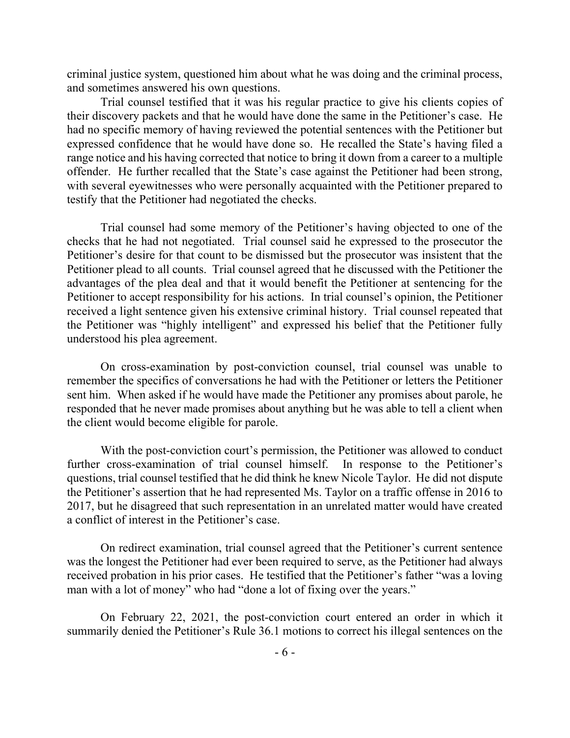criminal justice system, questioned him about what he was doing and the criminal process, and sometimes answered his own questions.

Trial counsel testified that it was his regular practice to give his clients copies of their discovery packets and that he would have done the same in the Petitioner's case. He had no specific memory of having reviewed the potential sentences with the Petitioner but expressed confidence that he would have done so. He recalled the State's having filed a range notice and his having corrected that notice to bring it down from a career to a multiple offender. He further recalled that the State's case against the Petitioner had been strong, with several eyewitnesses who were personally acquainted with the Petitioner prepared to testify that the Petitioner had negotiated the checks.

Trial counsel had some memory of the Petitioner's having objected to one of the checks that he had not negotiated. Trial counsel said he expressed to the prosecutor the Petitioner's desire for that count to be dismissed but the prosecutor was insistent that the Petitioner plead to all counts. Trial counsel agreed that he discussed with the Petitioner the advantages of the plea deal and that it would benefit the Petitioner at sentencing for the Petitioner to accept responsibility for his actions. In trial counsel's opinion, the Petitioner received a light sentence given his extensive criminal history. Trial counsel repeated that the Petitioner was "highly intelligent" and expressed his belief that the Petitioner fully understood his plea agreement.

On cross-examination by post-conviction counsel, trial counsel was unable to remember the specifics of conversations he had with the Petitioner or letters the Petitioner sent him. When asked if he would have made the Petitioner any promises about parole, he responded that he never made promises about anything but he was able to tell a client when the client would become eligible for parole.

With the post-conviction court's permission, the Petitioner was allowed to conduct further cross-examination of trial counsel himself. In response to the Petitioner's questions, trial counsel testified that he did think he knew Nicole Taylor. He did not dispute the Petitioner's assertion that he had represented Ms. Taylor on a traffic offense in 2016 to 2017, but he disagreed that such representation in an unrelated matter would have created a conflict of interest in the Petitioner's case.

On redirect examination, trial counsel agreed that the Petitioner's current sentence was the longest the Petitioner had ever been required to serve, as the Petitioner had always received probation in his prior cases. He testified that the Petitioner's father "was a loving man with a lot of money" who had "done a lot of fixing over the years."

On February 22, 2021, the post-conviction court entered an order in which it summarily denied the Petitioner's Rule 36.1 motions to correct his illegal sentences on the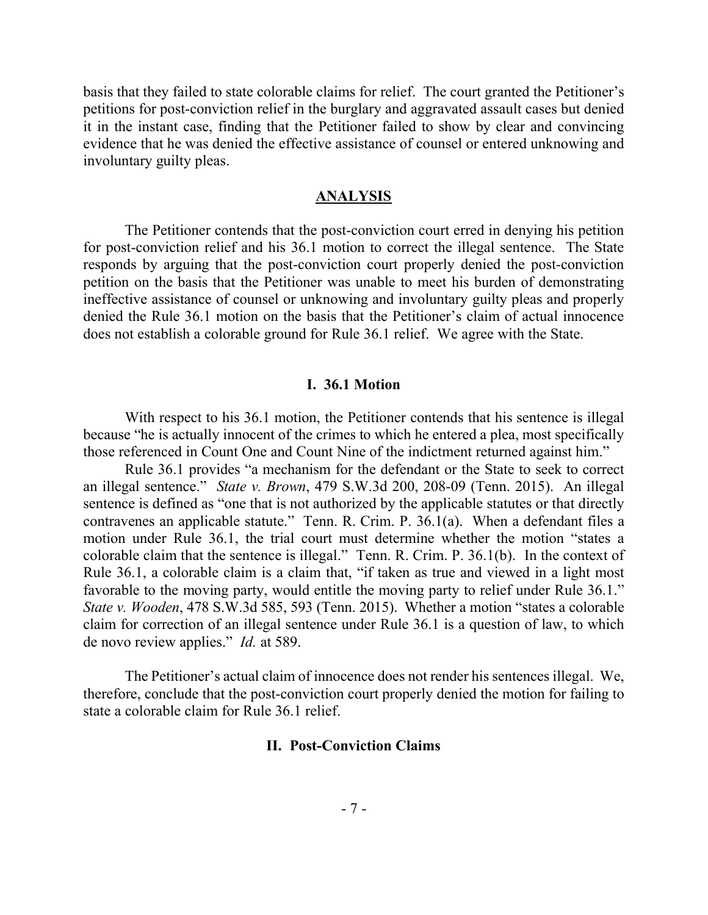basis that they failed to state colorable claims for relief. The court granted the Petitioner's petitions for post-conviction relief in the burglary and aggravated assault cases but denied it in the instant case, finding that the Petitioner failed to show by clear and convincing evidence that he was denied the effective assistance of counsel or entered unknowing and involuntary guilty pleas.

## ANALYSIS

The Petitioner contends that the post-conviction court erred in denying his petition for post-conviction relief and his 36.1 motion to correct the illegal sentence. The State responds by arguing that the post-conviction court properly denied the post-conviction petition on the basis that the Petitioner was unable to meet his burden of demonstrating ineffective assistance of counsel or unknowing and involuntary guilty pleas and properly denied the Rule 36.1 motion on the basis that the Petitioner's claim of actual innocence does not establish a colorable ground for Rule 36.1 relief. We agree with the State.

### I. 36.1 Motion

With respect to his 36.1 motion, the Petitioner contends that his sentence is illegal because "he is actually innocent of the crimes to which he entered a plea, most specifically those referenced in Count One and Count Nine of the indictment returned against him."

Rule 36.1 provides "a mechanism for the defendant or the State to seek to correct an illegal sentence." *State v. Brown*, 479 S.W.3d 200, 208-09 (Tenn. 2015). An illegal sentence is defined as "one that is not authorized by the applicable statutes or that directly contravenes an applicable statute." Tenn. R. Crim. P. 36.1(a). When a defendant files a motion under Rule 36.1, the trial court must determine whether the motion "states a colorable claim that the sentence is illegal." Tenn. R. Crim. P. 36.1(b). In the context of Rule 36.1, a colorable claim is a claim that, "if taken as true and viewed in a light most favorable to the moving party, would entitle the moving party to relief under Rule 36.1." *State v. Wooden*, 478 S.W.3d 585, 593 (Tenn. 2015). Whether a motion "states a colorable claim for correction of an illegal sentence under Rule 36.1 is a question of law, to which de novo review applies." *Id.* at 589.

The Petitioner's actual claim of innocence does not render his sentences illegal. We, therefore, conclude that the post-conviction court properly denied the motion for failing to state a colorable claim for Rule 36.1 relief.

### II. Post-Conviction Claims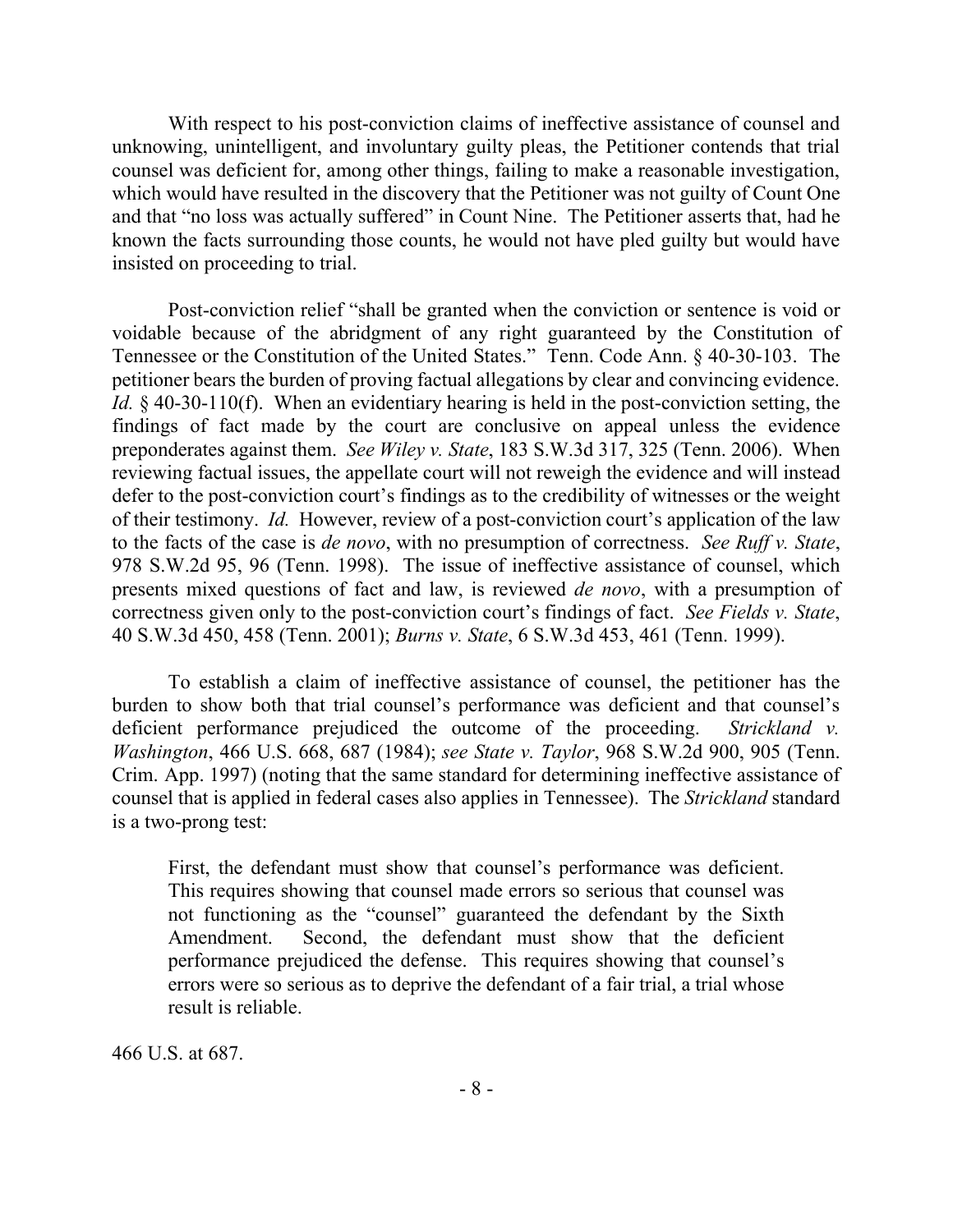With respect to his post-conviction claims of ineffective assistance of counsel and unknowing, unintelligent, and involuntary guilty pleas, the Petitioner contends that trial counsel was deficient for, among other things, failing to make a reasonable investigation, which would have resulted in the discovery that the Petitioner was not guilty of Count One and that "no loss was actually suffered" in Count Nine. The Petitioner asserts that, had he known the facts surrounding those counts, he would not have pled guilty but would have insisted on proceeding to trial.

Post-conviction relief "shall be granted when the conviction or sentence is void or voidable because of the abridgment of any right guaranteed by the Constitution of Tennessee or the Constitution of the United States." Tenn. Code Ann. § 40-30-103. The petitioner bears the burden of proving factual allegations by clear and convincing evidence. *Id.* § 40-30-110(f). When an evidentiary hearing is held in the post-conviction setting, the findings of fact made by the court are conclusive on appeal unless the evidence preponderates against them. *See Wiley v. State*, 183 S.W.3d 317, 325 (Tenn. 2006). When reviewing factual issues, the appellate court will not reweigh the evidence and will instead defer to the post-conviction court's findings as to the credibility of witnesses or the weight of their testimony. *Id.* However, review of a post-conviction court's application of the law to the facts of the case is *de novo*, with no presumption of correctness. *See Ruff v. State*, 978 S.W.2d 95, 96 (Tenn. 1998). The issue of ineffective assistance of counsel, which presents mixed questions of fact and law, is reviewed *de novo*, with a presumption of correctness given only to the post-conviction court's findings of fact. *See Fields v. State*, 40 S.W.3d 450, 458 (Tenn. 2001); *Burns v. State*, 6 S.W.3d 453, 461 (Tenn. 1999).

To establish a claim of ineffective assistance of counsel, the petitioner has the burden to show both that trial counsel's performance was deficient and that counsel's deficient performance prejudiced the outcome of the proceeding. *Strickland v. Washington*, 466 U.S. 668, 687 (1984); *see State v. Taylor*, 968 S.W.2d 900, 905 (Tenn. Crim. App. 1997) (noting that the same standard for determining ineffective assistance of counsel that is applied in federal cases also applies in Tennessee). The *Strickland* standard is a two-prong test:

> First, the defendant must show that counsel's performance was deficient. This requires showing that counsel made errors so serious that counsel was not functioning as the "counsel" guaranteed the defendant by the Sixth Amendment. Second, the defendant must show that the deficient performance prejudiced the defense. This requires showing that counsel's errors were so serious as to deprive the defendant of a fair trial, a trial whose result is reliable.

466 U.S. at 687.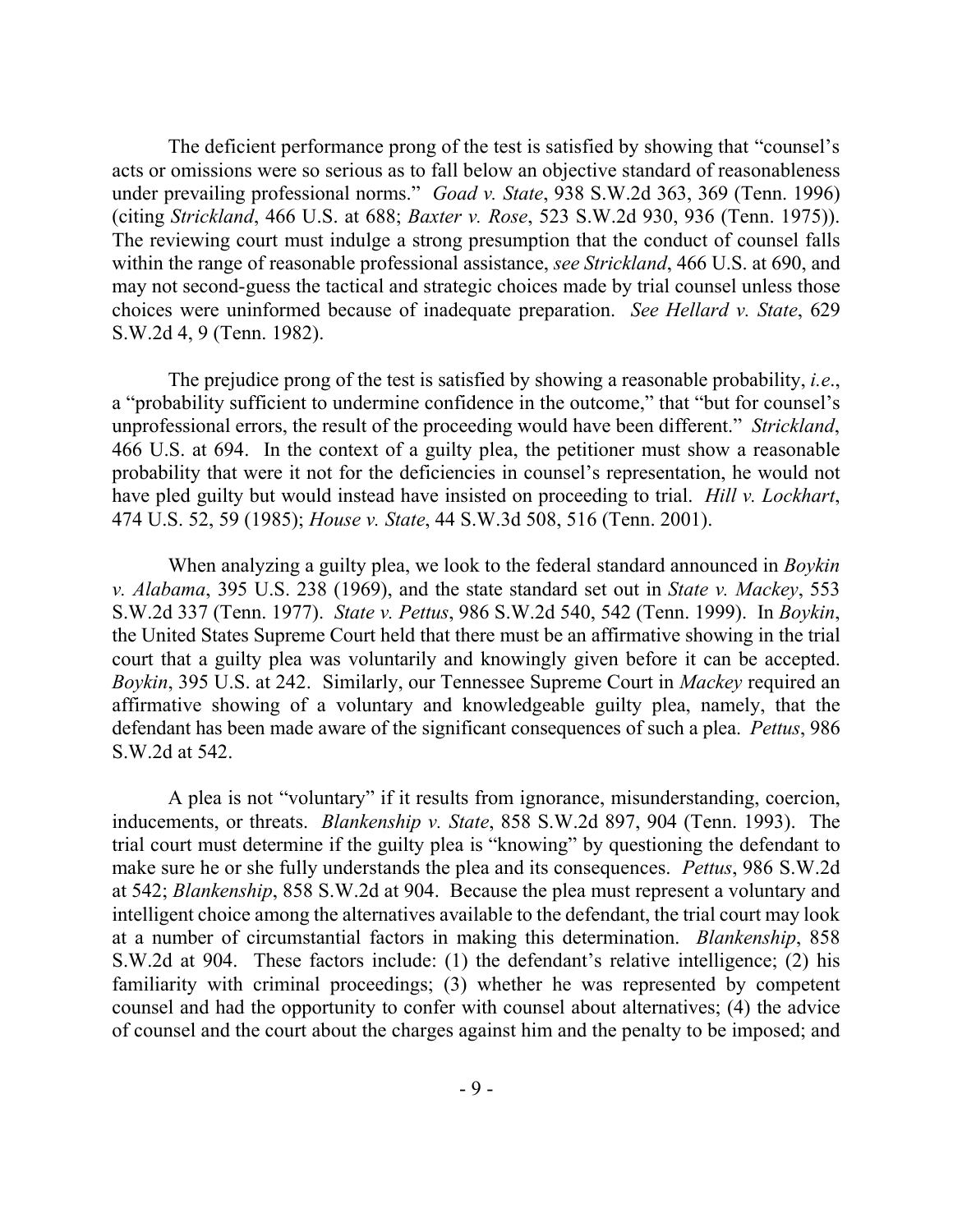The deficient performance prong of the test is satisfied by showing that "counsel's acts or omissions were so serious as to fall below an objective standard of reasonableness under prevailing professional norms." *Goad v. State*, 938 S.W.2d 363, 369 (Tenn. 1996) (citing *Strickland*, 466 U.S. at 688; *Baxter v. Rose*, 523 S.W.2d 930, 936 (Tenn. 1975)). The reviewing court must indulge a strong presumption that the conduct of counsel falls within the range of reasonable professional assistance, *see Strickland*, 466 U.S. at 690, and may not second-guess the tactical and strategic choices made by trial counsel unless those choices were uninformed because of inadequate preparation. *See Hellard v. State*, 629 S.W.2d 4, 9 (Tenn. 1982).

The prejudice prong of the test is satisfied by showing a reasonable probability, *i.e.*, a "probability sufficient to undermine confidence in the outcome," that "but for counsel's unprofessional errors, the result of the proceeding would have been different." *Strickland*, 466 U.S. at 694. In the context of a guilty plea, the petitioner must show a reasonable probability that were it not for the deficiencies in counsel's representation, he would not have pled guilty but would instead have insisted on proceeding to trial. *Hill v. Lockhart*, 474 U.S. 52, 59 (1985); *House v. State*, 44 S.W.3d 508, 516 (Tenn. 2001).

When analyzing a guilty plea, we look to the federal standard announced in *Boykin v. Alabama*, 395 U.S. 238 (1969), and the state standard set out in *State v. Mackey*, 553 S.W.2d 337 (Tenn. 1977). *State v. Pettus*, 986 S.W.2d 540, 542 (Tenn. 1999). In *Boykin*, the United States Supreme Court held that there must be an affirmative showing in the trial court that a guilty plea was voluntarily and knowingly given before it can be accepted. *Boykin*, 395 U.S. at 242. Similarly, our Tennessee Supreme Court in *Mackey* required an affirmative showing of a voluntary and knowledgeable guilty plea, namely, that the defendant has been made aware of the significant consequences of such a plea. *Pettus*, 986 S.W.2d at 542.

A plea is not "voluntary" if it results from ignorance, misunderstanding, coercion, inducements, or threats. *Blankenship v. State*, 858 S.W.2d 897, 904 (Tenn. 1993). The trial court must determine if the guilty plea is "knowing" by questioning the defendant to make sure he or she fully understands the plea and its consequences. *Pettus*, 986 S.W.2d at 542; *Blankenship*, 858 S.W.2d at 904. Because the plea must represent a voluntary and intelligent choice among the alternatives available to the defendant, the trial court may look at a number of circumstantial factors in making this determination. *Blankenship*, 858 S.W.2d at 904. These factors include: (1) the defendant's relative intelligence; (2) his familiarity with criminal proceedings; (3) whether he was represented by competent counsel and had the opportunity to confer with counsel about alternatives; (4) the advice of counsel and the court about the charges against him and the penalty to be imposed; and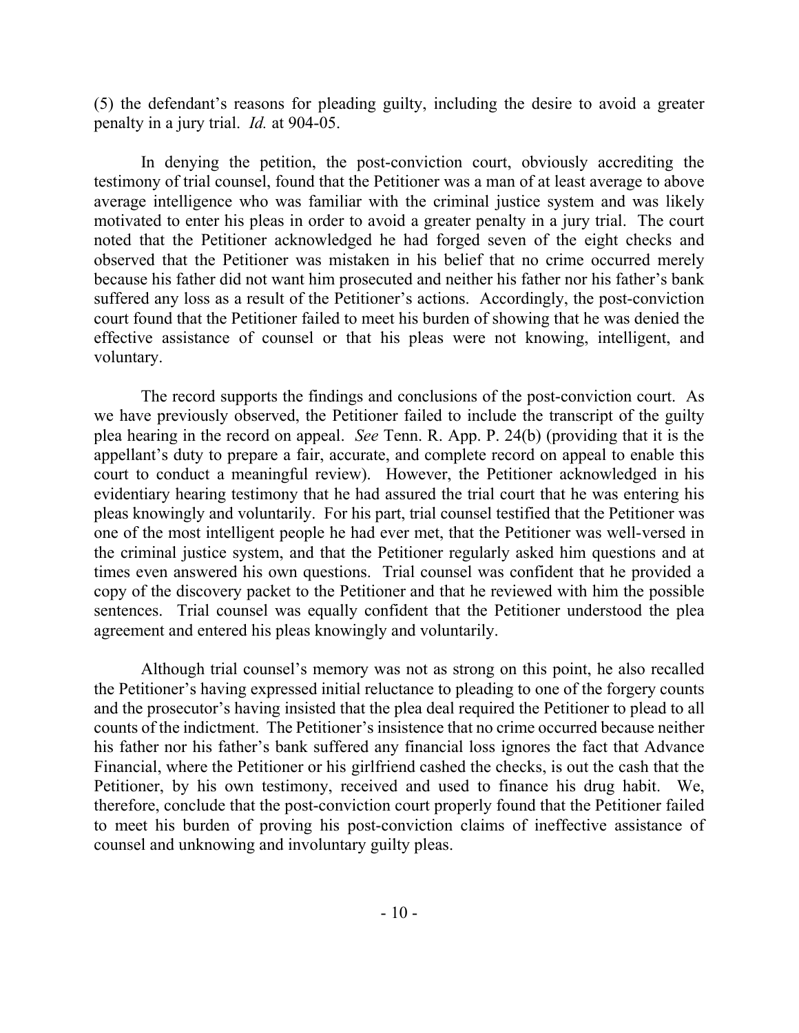(5) the defendant's reasons for pleading guilty, including the desire to avoid a greater penalty in a jury trial. *Id.* at 904-05.

In denying the petition, the post-conviction court, obviously accrediting the testimony of trial counsel, found that the Petitioner was a man of at least average to above average intelligence who was familiar with the criminal justice system and was likely motivated to enter his pleas in order to avoid a greater penalty in a jury trial. The court noted that the Petitioner acknowledged he had forged seven of the eight checks and observed that the Petitioner was mistaken in his belief that no crime occurred merely because his father did not want him prosecuted and neither his father nor his father's bank suffered any loss as a result of the Petitioner's actions. Accordingly, the post-conviction court found that the Petitioner failed to meet his burden of showing that he was denied the effective assistance of counsel or that his pleas were not knowing, intelligent, and voluntary.

The record supports the findings and conclusions of the post-conviction court. As we have previously observed, the Petitioner failed to include the transcript of the guilty plea hearing in the record on appeal. *See* Tenn. R. App. P. 24(b) (providing that it is the appellant's duty to prepare a fair, accurate, and complete record on appeal to enable this court to conduct a meaningful review). However, the Petitioner acknowledged in his evidentiary hearing testimony that he had assured the trial court that he was entering his pleas knowingly and voluntarily. For his part, trial counsel testified that the Petitioner was one of the most intelligent people he had ever met, that the Petitioner was well-versed in the criminal justice system, and that the Petitioner regularly asked him questions and at times even answered his own questions. Trial counsel was confident that he provided a copy of the discovery packet to the Petitioner and that he reviewed with him the possible sentences. Trial counsel was equally confident that the Petitioner understood the plea agreement and entered his pleas knowingly and voluntarily.

Although trial counsel's memory was not as strong on this point, he also recalled the Petitioner's having expressed initial reluctance to pleading to one of the forgery counts and the prosecutor's having insisted that the plea deal required the Petitioner to plead to all counts of the indictment. The Petitioner's insistence that no crime occurred because neither his father nor his father's bank suffered any financial loss ignores the fact that Advance Financial, where the Petitioner or his girlfriend cashed the checks, is out the cash that the Petitioner, by his own testimony, received and used to finance his drug habit. We, therefore, conclude that the post-conviction court properly found that the Petitioner failed to meet his burden of proving his post-conviction claims of ineffective assistance of counsel and unknowing and involuntary guilty pleas.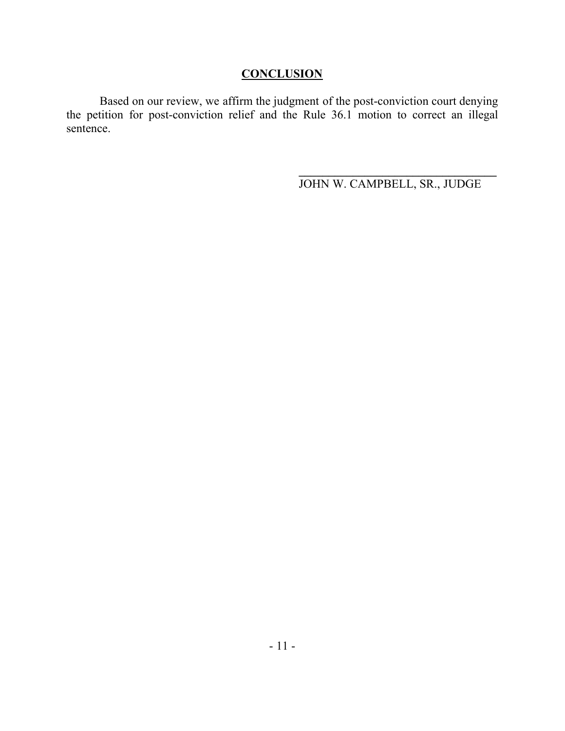## **CONCLUSION**

Based on our review, we affirm the judgment of the post-conviction court denying the petition for post-conviction relief and the Rule 36.1 motion to correct an illegal sentence.

JOHN W. CAMPBELL, SR., JUDGE